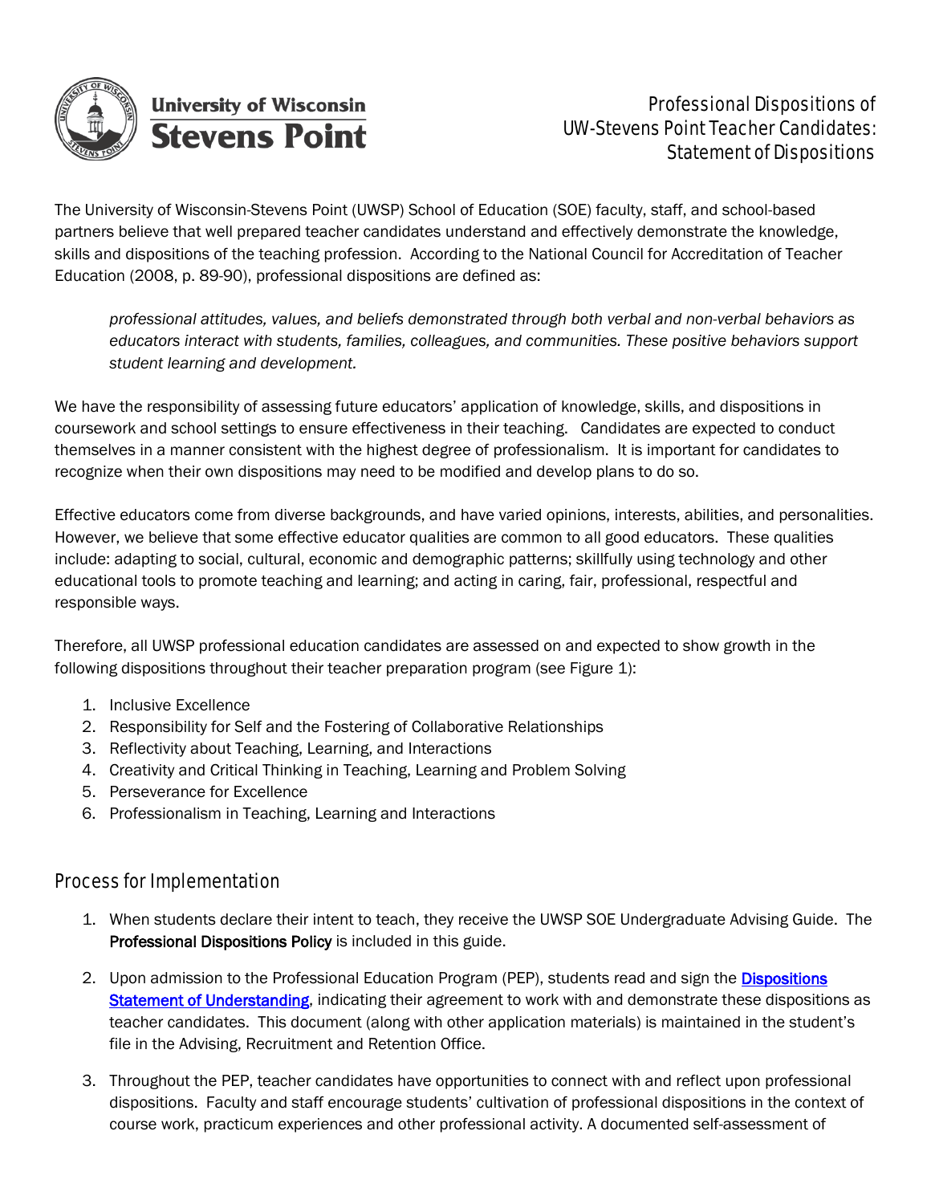University of Wisconsin Stevens Point

# Professional Dispositions of UW-Stevens Point Teacher Candidates: Statement of Dispositions

The University of Wisconsin-Stevens Point (UWSP) School of Education (SOE) faculty, staff, and school-based partners believe that well prepared teacher candidates understand and effectively demonstrate the knowledge, skills and dispositions of the teaching profession. According to the National Council for Accreditation of Teacher Education (2008, p. 89-90), professional dispositions are defined as:

> *professional attitudes, values, and beliefs demonstrated through both verbal and non-verbal behaviors as educators interact with students, families, colleagues, and communities. These positive behaviors support student learning and development.*

We have the responsibility of assessing future educators' application of knowledge, skills, and dispositions in coursework and school settings to ensure effectiveness in their teaching. Candidates are expected to conduct themselves in a manner consistent with the highest degree of professionalism. It is important for candidates to recognize when their own dispositions may need to be modified and develop plans to do so.

Effective educators come from diverse backgrounds, and have varied opinions, interests, abilities, and personalities. However, we believe that some effective educator qualities are common to all good educators. These qualities include: adapting to social, cultural, economic and demographic patterns; skillfully using technology and other educational tools to promote teaching and learning; and acting in caring, fair, professional, respectful and responsible ways.

Therefore, all UWSP professional education candidates are assessed on and expected to show growth in the following dispositions throughout their teacher preparation program (see Figure 1):

1. Inclusive Excellence
2. Responsibility for Self and the Fostering of Collaborative Relationships
3. Reflectivity about Teaching, Learning, and Interactions
4. Creativity and Critical Thinking in Teaching, Learning and Problem Solving
5. Perseverance for Excellence
6. Professionalism in Teaching, Learning and Interactions

## Process for Implementation

1. When students declare their intent to teach, they receive the UWSP SOE Undergraduate Advising Guide. The **Professional Dispositions Policy** is included in this guide.
2. Upon admission to the Professional Education Program (PEP), students read and sign the [Dispositions Statement of Understanding](), indicating their agreement to work with and demonstrate these dispositions as teacher candidates. This document (along with other application materials) is maintained in the student's file in the Advising, Recruitment and Retention Office.
3. Throughout the PEP, teacher candidates have opportunities to connect with and reflect upon professional dispositions. Faculty and staff encourage students' cultivation of professional dispositions in the context of course work, practicum experiences and other professional activity. A documented self-assessment of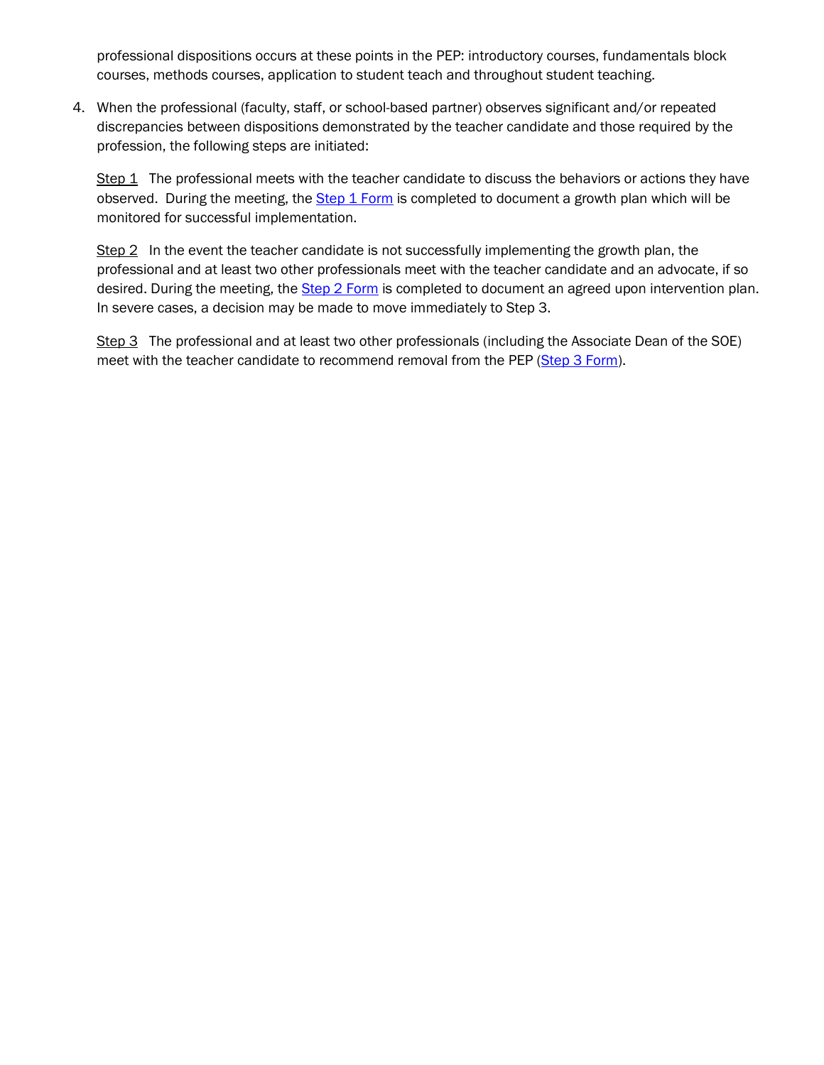professional dispositions occurs at these points in the PEP: introductory courses, fundamentals block courses, methods courses, application to student teach and throughout student teaching.

4. When the professional (faculty, staff, or school-based partner) observes significant and/or repeated discrepancies between dispositions demonstrated by the teacher candidate and those required by the profession, the following steps are initiated:

   Step 1 The professional meets with the teacher candidate to discuss the behaviors or actions they have observed. During the meeting, the Step 1 Form is completed to document a growth plan which will be monitored for successful implementation.

   Step 2 In the event the teacher candidate is not successfully implementing the growth plan, the professional and at least two other professionals meet with the teacher candidate and an advocate, if so desired. During the meeting, the Step 2 Form is completed to document an agreed upon intervention plan. In severe cases, a decision may be made to move immediately to Step 3.

   Step 3 The professional and at least two other professionals (including the Associate Dean of the SOE) meet with the teacher candidate to recommend removal from the PEP (Step 3 Form).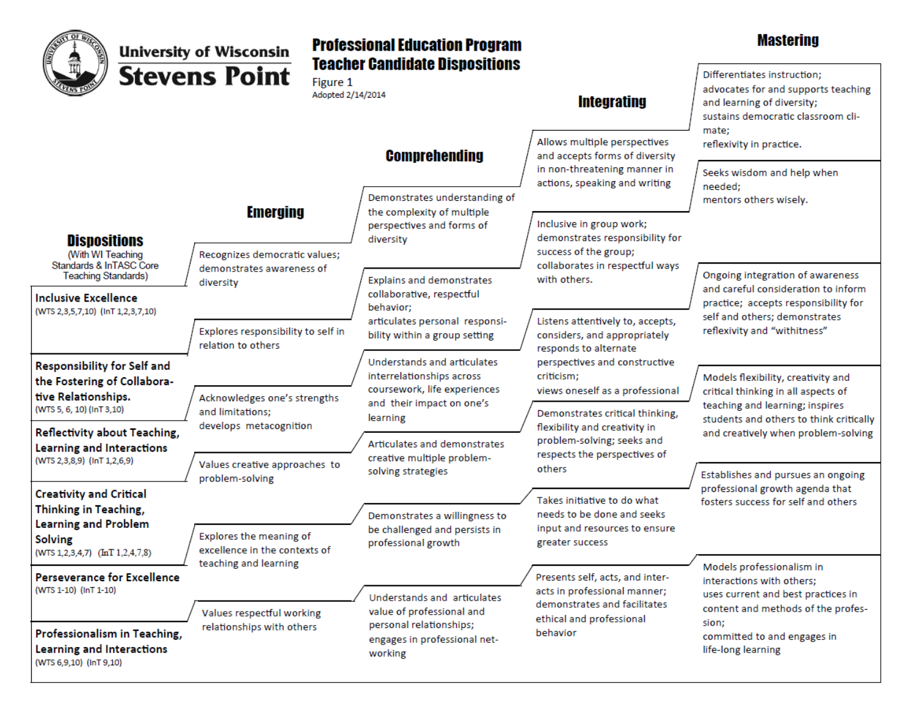University of Wisconsin
Stevens Point

# Professional Education Program Teacher Candidate Dispositions

Figure 1

Adopted 2/14/2014

| Dispositions (With WI Teaching Standards & InTASC Core Teaching Standards) | Emerging | Comprehending | Integrating | Mastering |
|---|---|---|---|---|
| **Inclusive Excellence** (WTS 2,3,5,7,10) (InT 1,2,3,7,10) | Recognizes democratic values; demonstrates awareness of diversity | Demonstrates understanding of the complexity of multiple perspectives and forms of diversity | Allows multiple perspectives and accepts forms of diversity in non-threatening manner in actions, speaking and writing | Differentiates instruction; advocates for and supports teaching and learning of diversity; sustains democratic classroom climate; reflexivity in practice. |
| **Responsibility for Self and the Fostering of Collaborative Relationships.** (WTS 5, 6, 10) (InT 3,10) | Explores responsibility to self in relation to others | Explains and demonstrates collaborative, respectful behavior; articulates personal responsibility within a group setting | Inclusive in group work; demonstrates responsibility for success of the group; collaborates in respectful ways with others. | Seeks wisdom and help when needed; mentors others wisely. |
| **Reflectivity about Teaching, Learning and Interactions** (WTS 2,3,8,9) (InT 1,2,6,9) | Acknowledges one's strengths and limitations; develops metacognition | Understands and articulates interrelationships across coursework, life experiences and their impact on one's learning | Listens attentively to, accepts, considers, and appropriately responds to alternate perspectives and constructive criticism; views oneself as a professional | Ongoing integration of awareness and careful consideration to inform practice; accepts responsibility for self and others; demonstrates reflexivity and "withitness" |
| **Creativity and Critical Thinking in Teaching, Learning and Problem Solving** (WTS 1,2,3,4,7) (InT 1,2,4,7,8) | Values creative approaches to problem-solving | Articulates and demonstrates creative multiple problem-solving strategies | Demonstrates critical thinking, flexibility and creativity in problem-solving; seeks and respects the perspectives of others | Models flexibility, creativity and critical thinking in all aspects of teaching and learning; inspires students and others to think critically and creatively when problem-solving |
| **Perseverance for Excellence** (WTS 1-10) (InT 1-10) | Explores the meaning of excellence in the contexts of teaching and learning | Demonstrates a willingness to be challenged and persists in professional growth | Takes initiative to do what needs to be done and seeks input and resources to ensure greater success | Establishes and pursues an ongoing professional growth agenda that fosters success for self and others |
| **Professionalism in Teaching, Learning and Interactions** (WTS 6,9,10) (InT 9,10) | Values respectful working relationships with others | Understands and articulates value of professional and personal relationships; engages in professional networking | Presents self, acts, and interacts in professional manner; demonstrates and facilitates ethical and professional behavior | Models professionalism in interactions with others; uses current and best practices in content and methods of the profession; committed to and engages in life-long learning |